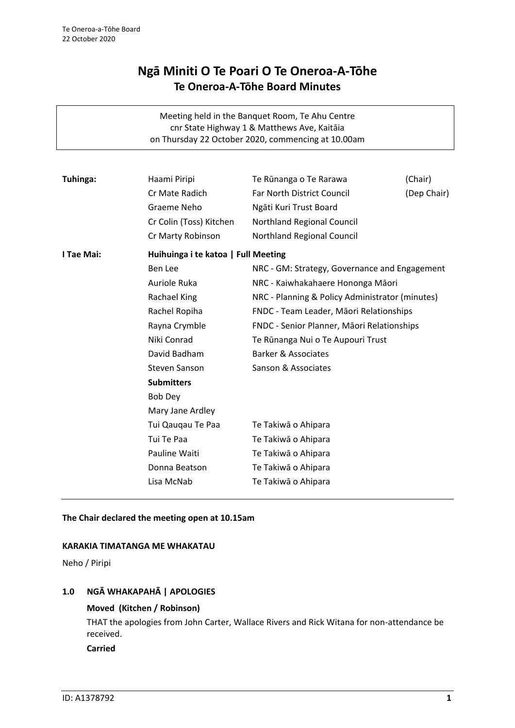# Ngā Miniti O Te Poari O Te Oneroa-A-Tōhe

## Te Oneroa-A-Tōhe Board Minutes

Meeting held in the Banquet Room, Te Ahu Centre
cnr State Highway 1 & Matthews Ave, Kaitāia
on Thursday 22 October 2020, commencing at 10.00am

| | | | |
|---|---|---|---|
| **Tuhinga:** | Haami Piripi | Te Rūnanga o Te Rarawa | (Chair) |
| | Cr Mate Radich | Far North District Council | (Dep Chair) |
| | Graeme Neho | Ngāti Kuri Trust Board | |
| | Cr Colin (Toss) Kitchen | Northland Regional Council | |
| | Cr Marty Robinson | Northland Regional Council | |
| **I Tae Mai:** | **Huihuinga i te katoa \| Full Meeting** | | |
| | Ben Lee | NRC - GM: Strategy, Governance and Engagement | |
| | Auriole Ruka | NRC - Kaiwhakahaere Hononga Māori | |
| | Rachael King | NRC - Planning & Policy Administrator (minutes) | |
| | Rachel Ropiha | FNDC - Team Leader, Māori Relationships | |
| | Rayna Crymble | FNDC - Senior Planner, Māori Relationships | |
| | Niki Conrad | Te Rūnanga Nui o Te Aupouri Trust | |
| | David Badham | Barker & Associates | |
| | Steven Sanson | Sanson & Associates | |
| | **Submitters** | | |
| | Bob Dey | | |
| | Mary Jane Ardley | | |
| | Tui Qauqau Te Paa | Te Takiwā o Ahipara | |
| | Tui Te Paa | Te Takiwā o Ahipara | |
| | Pauline Waiti | Te Takiwā o Ahipara | |
| | Donna Beatson | Te Takiwā o Ahipara | |
| | Lisa McNab | Te Takiwā o Ahipara | |

**The Chair declared the meeting open at 10.15am**

**KARAKIA TIMATANGA ME WHAKATAU**

Neho / Piripi

### 1.0 NGĀ WHAKAPAHĀ | APOLOGIES

**Moved (Kitchen / Robinson)**

THAT the apologies from John Carter, Wallace Rivers and Rick Witana for non-attendance be received.

**Carried**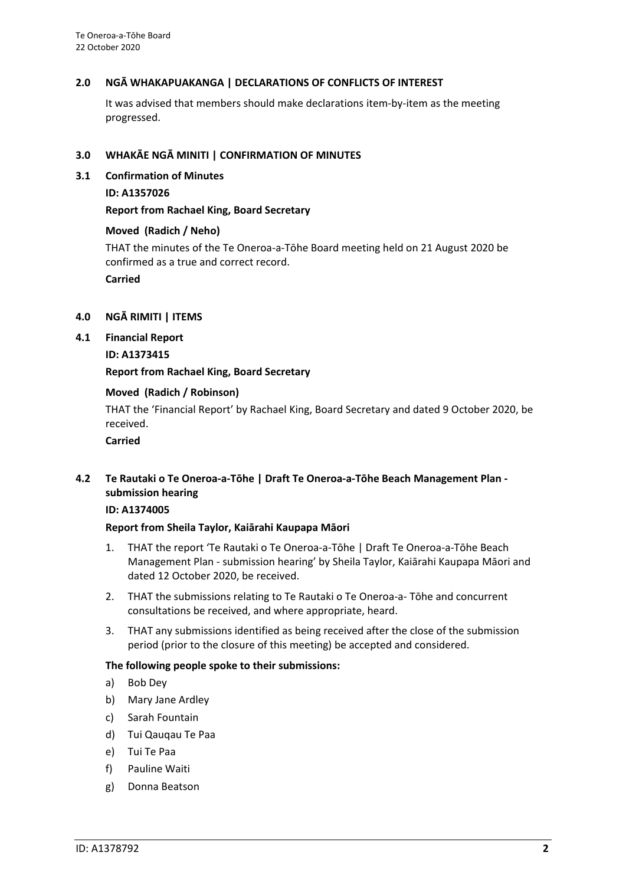## 2.0 NGĀ WHAKAPUAKANGA | DECLARATIONS OF CONFLICTS OF INTEREST

It was advised that members should make declarations item-by-item as the meeting progressed.

## 3.0 WHAKĀE NGĀ MINITI | CONFIRMATION OF MINUTES

### 3.1 Confirmation of Minutes

**ID: A1357026**

**Report from Rachael King, Board Secretary**

**Moved (Radich / Neho)**

THAT the minutes of the Te Oneroa-a-Tōhe Board meeting held on 21 August 2020 be confirmed as a true and correct record.

**Carried**

## 4.0 NGĀ RIMITI | ITEMS

### 4.1 Financial Report

**ID: A1373415**

**Report from Rachael King, Board Secretary**

**Moved (Radich / Robinson)**

THAT the 'Financial Report' by Rachael King, Board Secretary and dated 9 October 2020, be received.

**Carried**

### 4.2 Te Rautaki o Te Oneroa-a-Tōhe | Draft Te Oneroa-a-Tōhe Beach Management Plan - submission hearing

**ID: A1374005**

**Report from Sheila Taylor, Kaiārahi Kaupapa Māori**

1. THAT the report 'Te Rautaki o Te Oneroa-a-Tōhe | Draft Te Oneroa-a-Tōhe Beach Management Plan - submission hearing' by Sheila Taylor, Kaiārahi Kaupapa Māori and dated 12 October 2020, be received.
2. THAT the submissions relating to Te Rautaki o Te Oneroa-a- Tōhe and concurrent consultations be received, and where appropriate, heard.
3. THAT any submissions identified as being received after the close of the submission period (prior to the closure of this meeting) be accepted and considered.

**The following people spoke to their submissions:**

a) Bob Dey
b) Mary Jane Ardley
c) Sarah Fountain
d) Tui Qauqau Te Paa
e) Tui Te Paa
f) Pauline Waiti
g) Donna Beatson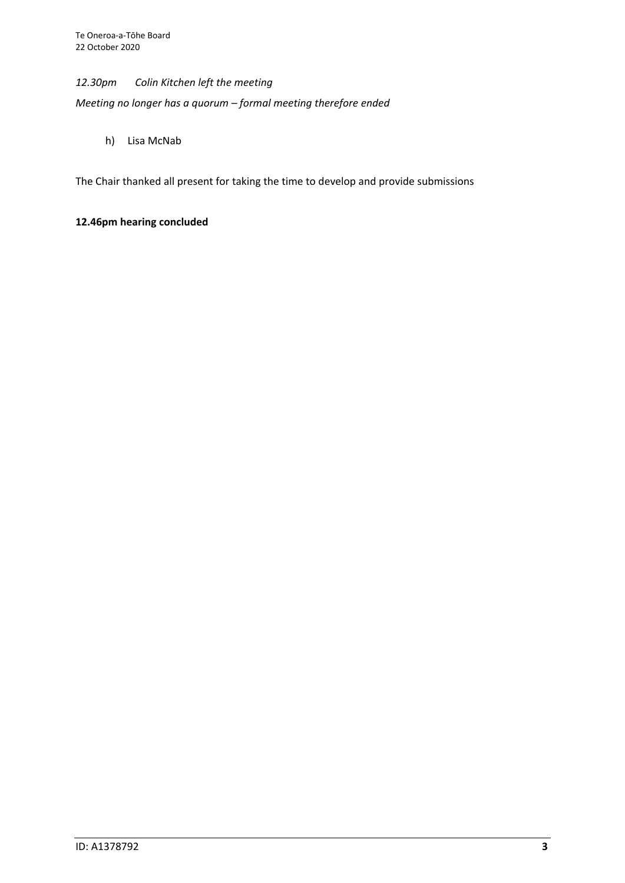*12.30pm Colin Kitchen left the meeting*

*Meeting no longer has a quorum – formal meeting therefore ended*

h) Lisa McNab

The Chair thanked all present for taking the time to develop and provide submissions

**12.46pm hearing concluded**